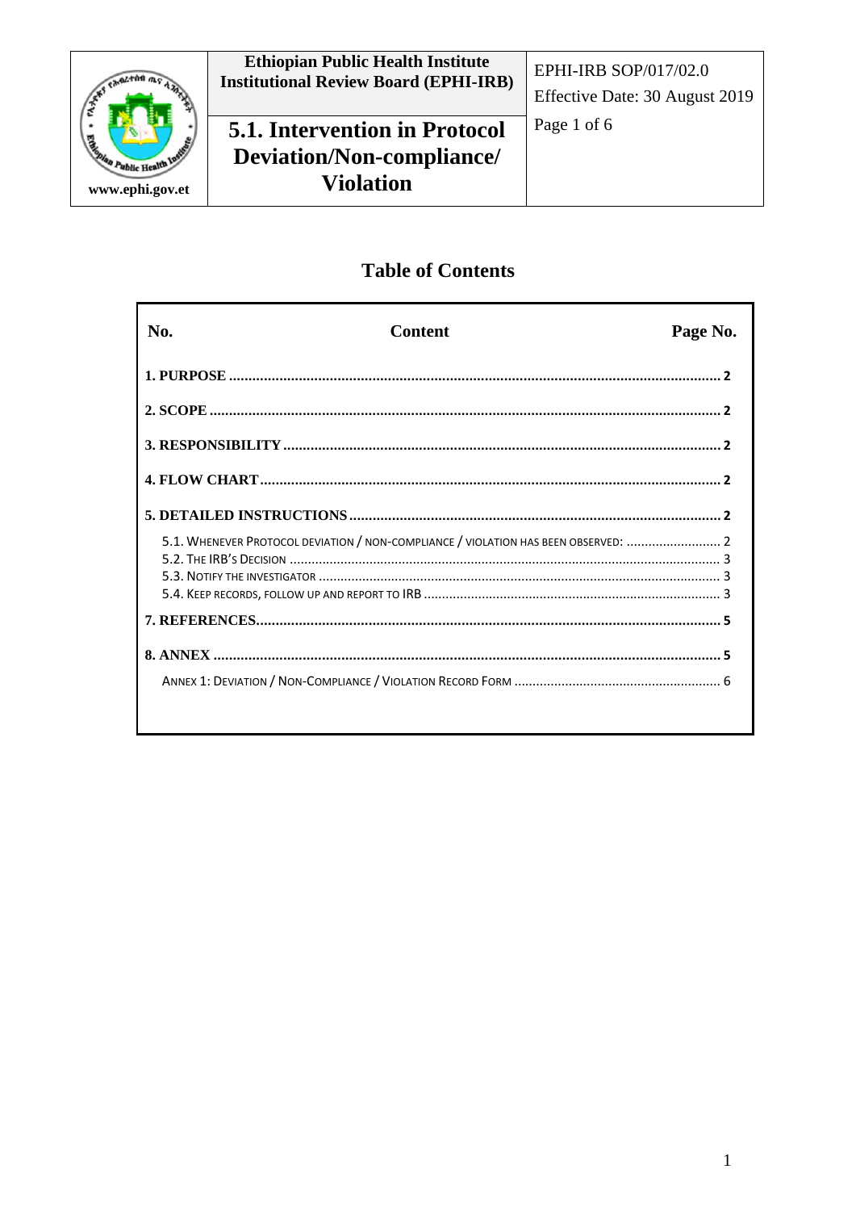| | Ethiopian Public Health Institute Institutional Review Board (EPHI-IRB) | EPHI-IRB SOP/017/02.0 Effective Date: 30 August 2019 |
|---|---|---|
| www.ephi.gov.et | **5.1. Intervention in Protocol Deviation/Non-compliance/ Violation** | Page 1 of 6 |

## Table of Contents

| No. | Content | Page No. |
|---|---|---|
| **1. PURPOSE** | | **2** |
| **2. SCOPE** | | **2** |
| **3. RESPONSIBILITY** | | **2** |
| **4. FLOW CHART** | | **2** |
| **5. DETAILED INSTRUCTIONS** | | **2** |
| 5.1. Whenever protocol deviation / non-compliance / violation has been observed: | | 2 |
| 5.2. The IRB's Decision | | 3 |
| 5.3. Notify the investigator | | 3 |
| 5.4. Keep records, follow up and report to IRB | | 3 |
| **7. REFERENCES** | | **5** |
| **8. ANNEX** | | **5** |
| Annex 1: Deviation / Non-Compliance / Violation Record Form | | 6 |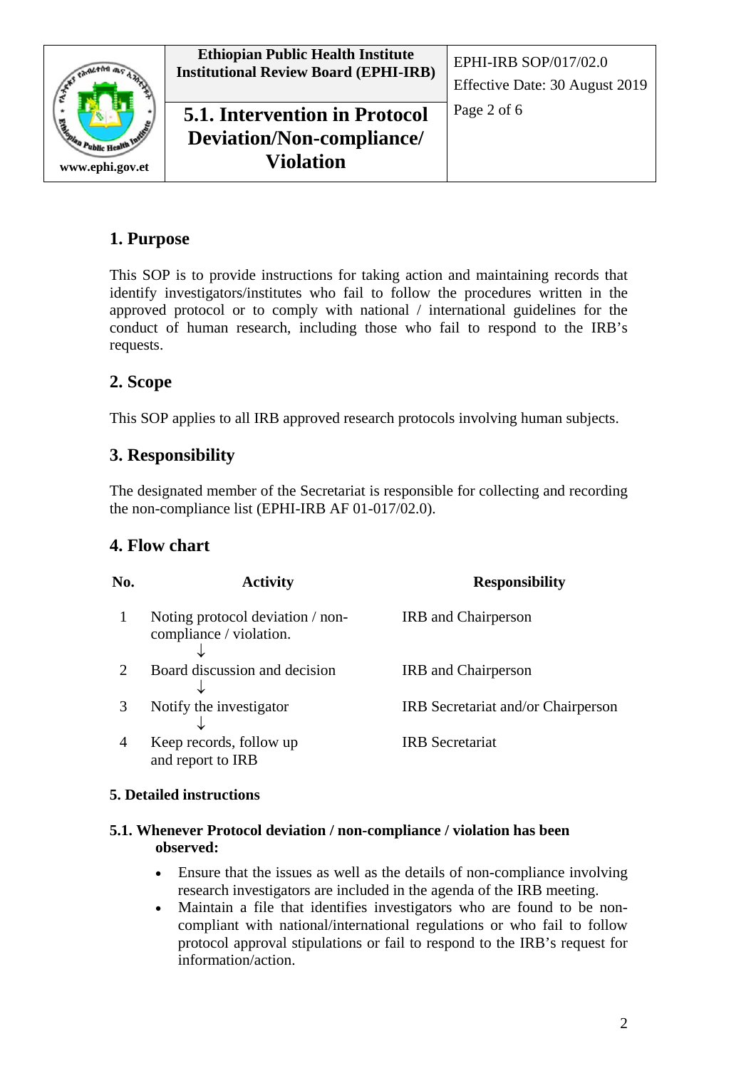## 1. Purpose

This SOP is to provide instructions for taking action and maintaining records that identify investigators/institutes who fail to follow the procedures written in the approved protocol or to comply with national / international guidelines for the conduct of human research, including those who fail to respond to the IRB's requests.

## 2. Scope

This SOP applies to all IRB approved research protocols involving human subjects.

## 3. Responsibility

The designated member of the Secretariat is responsible for collecting and recording the non-compliance list (EPHI-IRB AF 01-017/02.0).

## 4. Flow chart

| No. | Activity | Responsibility |
|---|---|---|
| 1 | Noting protocol deviation / non-compliance / violation. ↓ | IRB and Chairperson |
| 2 | Board discussion and decision ↓ | IRB and Chairperson |
| 3 | Notify the investigator ↓ | IRB Secretariat and/or Chairperson |
| 4 | Keep records, follow up and report to IRB | IRB Secretariat |

**5. Detailed instructions**

**5.1. Whenever Protocol deviation / non-compliance / violation has been observed:**

- Ensure that the issues as well as the details of non-compliance involving research investigators are included in the agenda of the IRB meeting.
- Maintain a file that identifies investigators who are found to be non-compliant with national/international regulations or who fail to follow protocol approval stipulations or fail to respond to the IRB's request for information/action.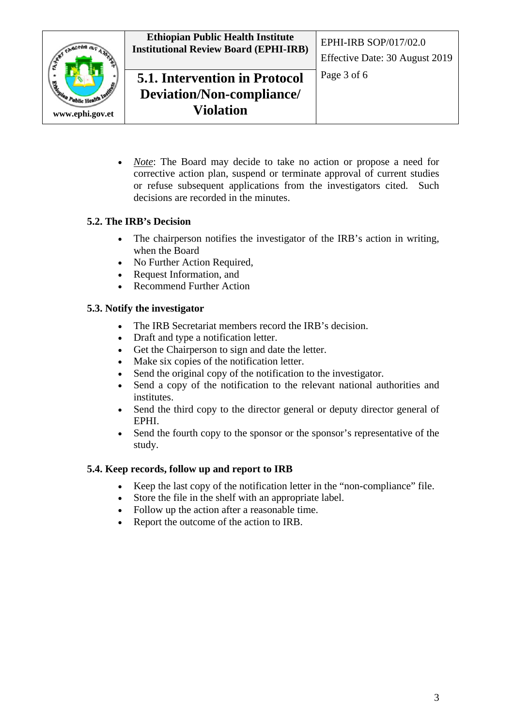- *Note*: The Board may decide to take no action or propose a need for corrective action plan, suspend or terminate approval of current studies or refuse subsequent applications from the investigators cited. Such decisions are recorded in the minutes.

### 5.2. The IRB's Decision

- The chairperson notifies the investigator of the IRB's action in writing, when the Board
- No Further Action Required,
- Request Information, and
- Recommend Further Action

### 5.3. Notify the investigator

- The IRB Secretariat members record the IRB's decision.
- Draft and type a notification letter.
- Get the Chairperson to sign and date the letter.
- Make six copies of the notification letter.
- Send the original copy of the notification to the investigator.
- Send a copy of the notification to the relevant national authorities and institutes.
- Send the third copy to the director general or deputy director general of EPHI.
- Send the fourth copy to the sponsor or the sponsor's representative of the study.

### 5.4. Keep records, follow up and report to IRB

- Keep the last copy of the notification letter in the "non-compliance" file.
- Store the file in the shelf with an appropriate label.
- Follow up the action after a reasonable time.
- Report the outcome of the action to IRB.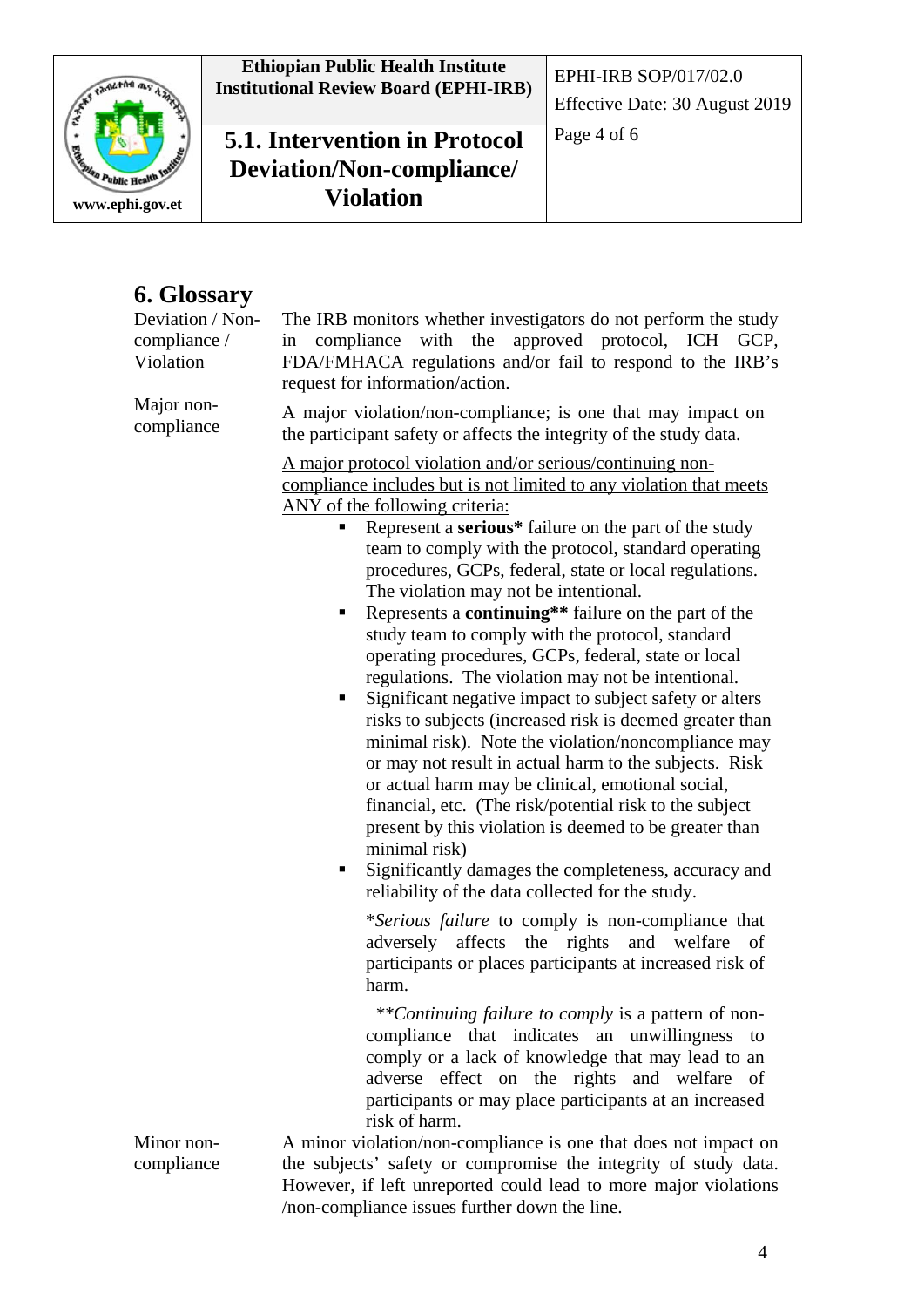## 6. Glossary

| Term | Definition |
| --- | --- |
| Deviation / Non-compliance / Violation | The IRB monitors whether investigators do not perform the study in compliance with the approved protocol, ICH GCP, FDA/FMHACA regulations and/or fail to respond to the IRB's request for information/action. |
| Major non-compliance | A major violation/non-compliance; is one that may impact on the participant safety or affects the integrity of the study data. |

<u>A major protocol violation and/or serious/continuing non-compliance includes but is not limited to any violation that meets ANY of the following criteria:</u>

- Represent a **serious*** failure on the part of the study team to comply with the protocol, standard operating procedures, GCPs, federal, state or local regulations. The violation may not be intentional.
- Represents a **continuing**** failure on the part of the study team to comply with the protocol, standard operating procedures, GCPs, federal, state or local regulations. The violation may not be intentional.
- Significant negative impact to subject safety or alters risks to subjects (increased risk is deemed greater than minimal risk). Note the violation/noncompliance may or may not result in actual harm to the subjects. Risk or actual harm may be clinical, emotional social, financial, etc. (The risk/potential risk to the subject present by this violation is deemed to be greater than minimal risk)
- Significantly damages the completeness, accuracy and reliability of the data collected for the study.

*\*Serious failure* to comply is non-compliance that adversely affects the rights and welfare of participants or places participants at increased risk of harm.

*\*\*Continuing failure to comply* is a pattern of non-compliance that indicates an unwillingness to comply or a lack of knowledge that may lead to an adverse effect on the rights and welfare of participants or may place participants at an increased risk of harm.

| Term | Definition |
| --- | --- |
| Minor non-compliance | A minor violation/non-compliance is one that does not impact on the subjects' safety or compromise the integrity of study data. However, if left unreported could lead to more major violations /non-compliance issues further down the line. |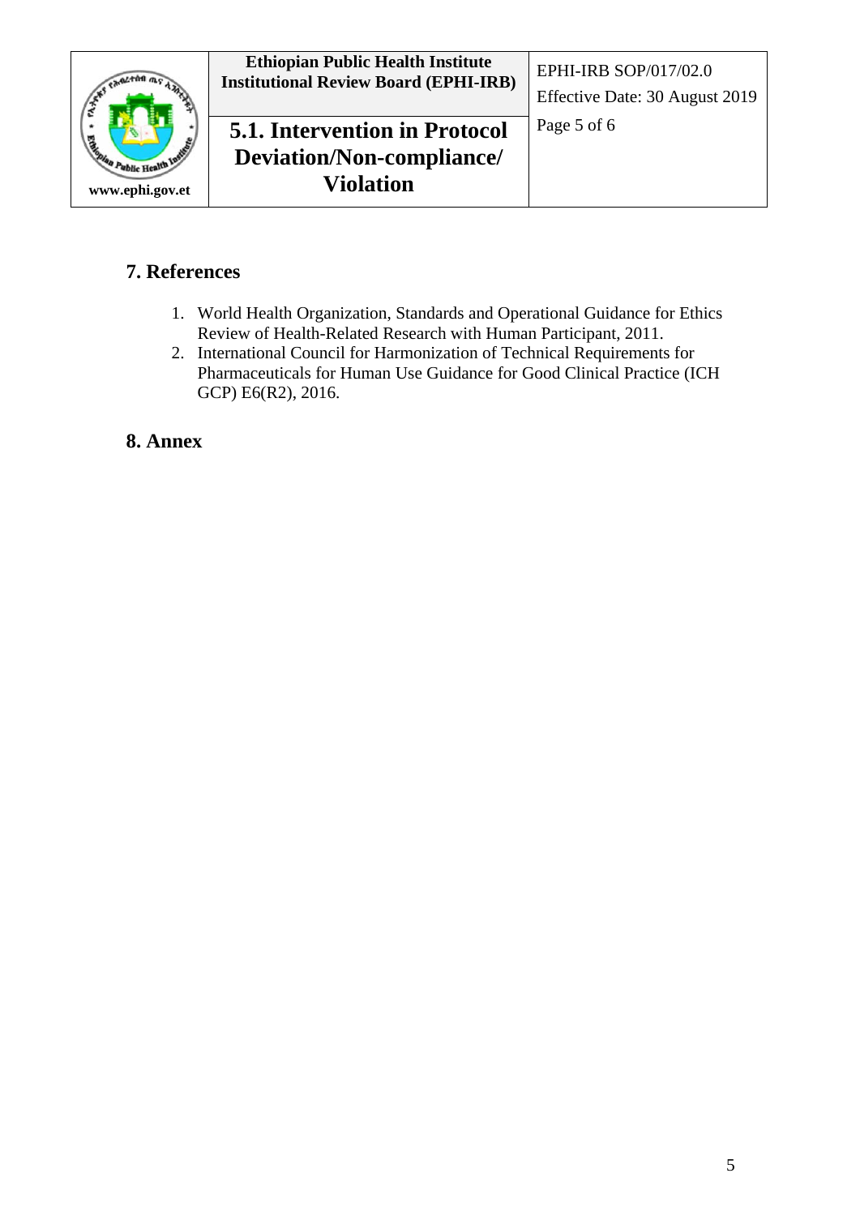## 7. References

1. World Health Organization, Standards and Operational Guidance for Ethics Review of Health-Related Research with Human Participant, 2011.
2. International Council for Harmonization of Technical Requirements for Pharmaceuticals for Human Use Guidance for Good Clinical Practice (ICH GCP) E6(R2), 2016.

## 8. Annex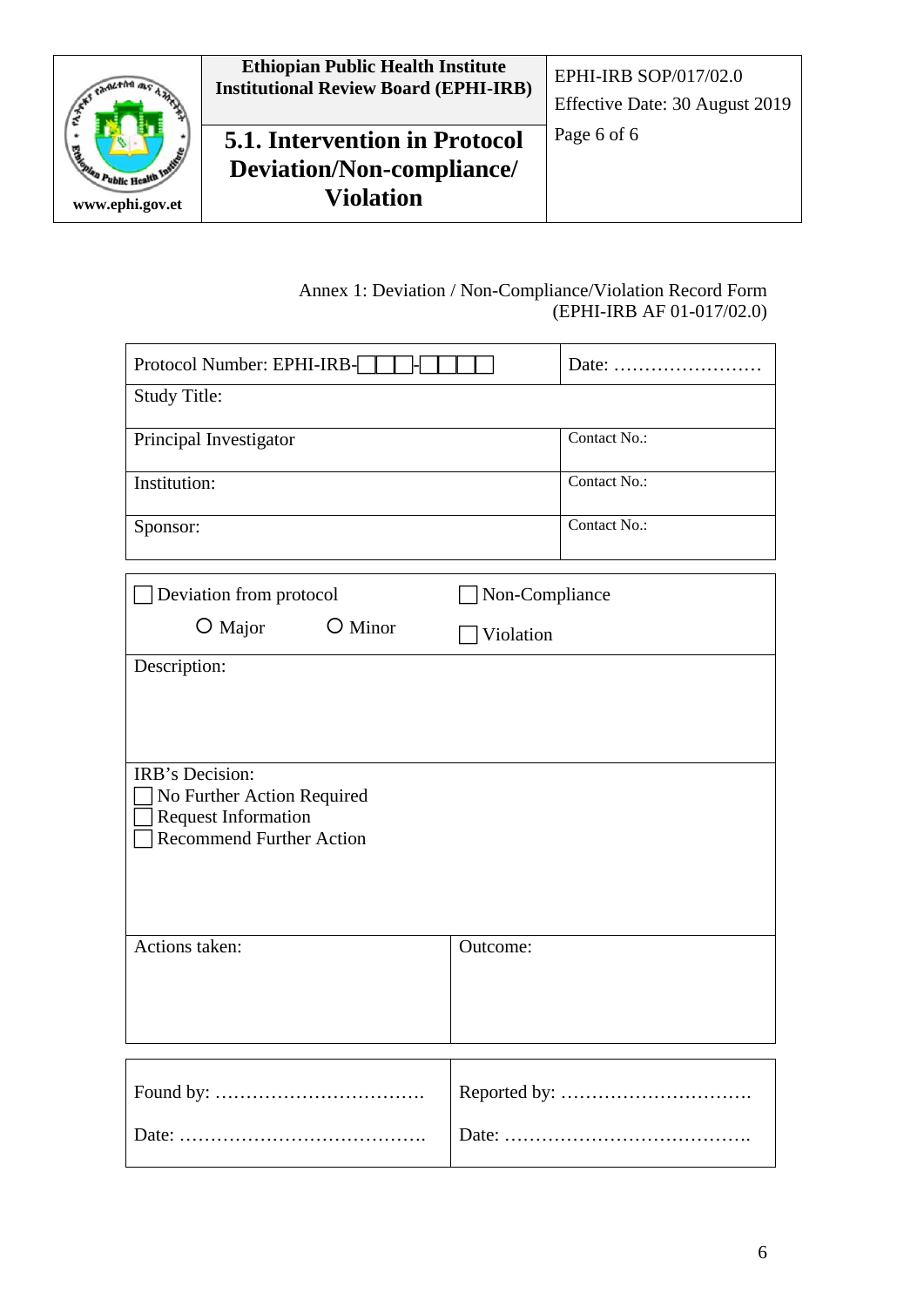Annex 1: Deviation / Non-Compliance/Violation Record Form
(EPHI-IRB AF 01-017/02.0)

| | |
|---|---|
| Protocol Number: EPHI-IRB-☐☐☐-☐☐☐☐ | Date: …………………… |
| Study Title: | |
| Principal Investigator | Contact No.: |
| Institution: | Contact No.: |
| Sponsor: | Contact No.: |

| | |
|---|---|
| ☐ Deviation from protocol<br>○ Major ○ Minor | ☐ Non-Compliance<br>☐ Violation |
| Description: | |
| IRB's Decision:<br>☐ No Further Action Required<br>☐ Request Information<br>☐ Recommend Further Action | |
| Actions taken: | Outcome: |

| | |
|---|---|
| Found by: ……………………………. | Reported by: …………………………. |
| Date: …………………………………. | Date: …………………………………. |